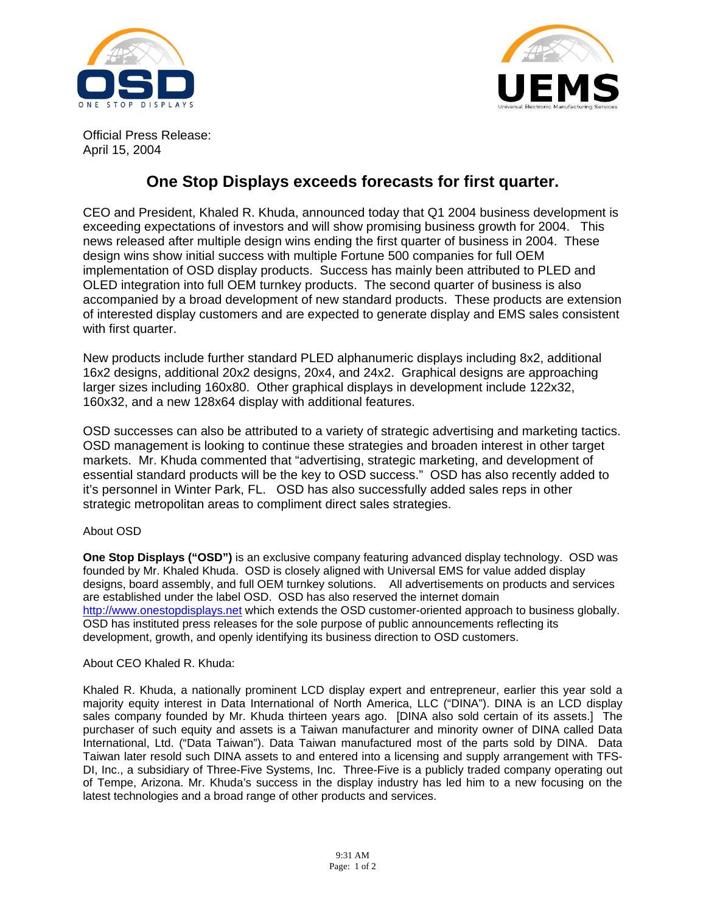Official Press Release:
April 15, 2004

# One Stop Displays exceeds forecasts for first quarter.

CEO and President, Khaled R. Khuda, announced today that Q1 2004 business development is exceeding expectations of investors and will show promising business growth for 2004. This news released after multiple design wins ending the first quarter of business in 2004. These design wins show initial success with multiple Fortune 500 companies for full OEM implementation of OSD display products. Success has mainly been attributed to PLED and OLED integration into full OEM turnkey products. The second quarter of business is also accompanied by a broad development of new standard products. These products are extension of interested display customers and are expected to generate display and EMS sales consistent with first quarter.

New products include further standard PLED alphanumeric displays including 8x2, additional 16x2 designs, additional 20x2 designs, 20x4, and 24x2. Graphical designs are approaching larger sizes including 160x80. Other graphical displays in development include 122x32, 160x32, and a new 128x64 display with additional features.

OSD successes can also be attributed to a variety of strategic advertising and marketing tactics. OSD management is looking to continue these strategies and broaden interest in other target markets. Mr. Khuda commented that "advertising, strategic marketing, and development of essential standard products will be the key to OSD success." OSD has also recently added to it's personnel in Winter Park, FL. OSD has also successfully added sales reps in other strategic metropolitan areas to compliment direct sales strategies.

About OSD

**One Stop Displays ("OSD")** is an exclusive company featuring advanced display technology. OSD was founded by Mr. Khaled Khuda. OSD is closely aligned with Universal EMS for value added display designs, board assembly, and full OEM turnkey solutions. All advertisements on products and services are established under the label OSD. OSD has also reserved the internet domain http://www.onestopdisplays.net which extends the OSD customer-oriented approach to business globally. OSD has instituted press releases for the sole purpose of public announcements reflecting its development, growth, and openly identifying its business direction to OSD customers.

About CEO Khaled R. Khuda:

Khaled R. Khuda, a nationally prominent LCD display expert and entrepreneur, earlier this year sold a majority equity interest in Data International of North America, LLC ("DINA"). DINA is an LCD display sales company founded by Mr. Khuda thirteen years ago. [DINA also sold certain of its assets.] The purchaser of such equity and assets is a Taiwan manufacturer and minority owner of DINA called Data International, Ltd. ("Data Taiwan"). Data Taiwan manufactured most of the parts sold by DINA. Data Taiwan later resold such DINA assets to and entered into a licensing and supply arrangement with TFS-DI, Inc., a subsidiary of Three-Five Systems, Inc. Three-Five is a publicly traded company operating out of Tempe, Arizona. Mr. Khuda's success in the display industry has led him to a new focusing on the latest technologies and a broad range of other products and services.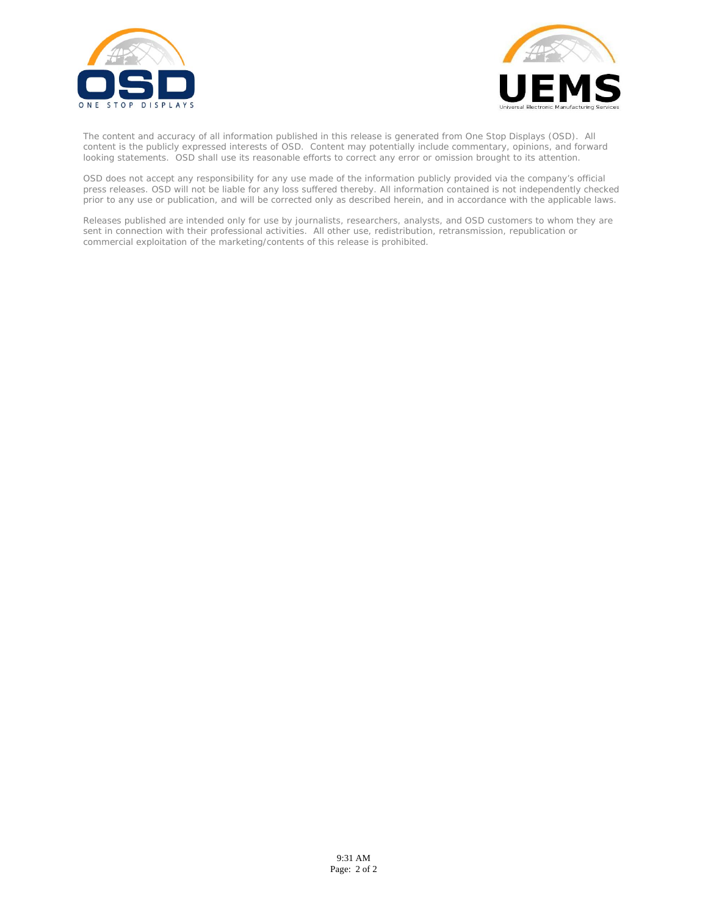The content and accuracy of all information published in this release is generated from One Stop Displays (OSD). All content is the publicly expressed interests of OSD. Content may potentially include commentary, opinions, and forward looking statements. OSD shall use its reasonable efforts to correct any error or omission brought to its attention.

OSD does not accept any responsibility for any use made of the information publicly provided via the company's official press releases. OSD will not be liable for any loss suffered thereby. All information contained is not independently checked prior to any use or publication, and will be corrected only as described herein, and in accordance with the applicable laws.

Releases published are intended only for use by journalists, researchers, analysts, and OSD customers to whom they are sent in connection with their professional activities. All other use, redistribution, retransmission, republication or commercial exploitation of the marketing/contents of this release is prohibited.